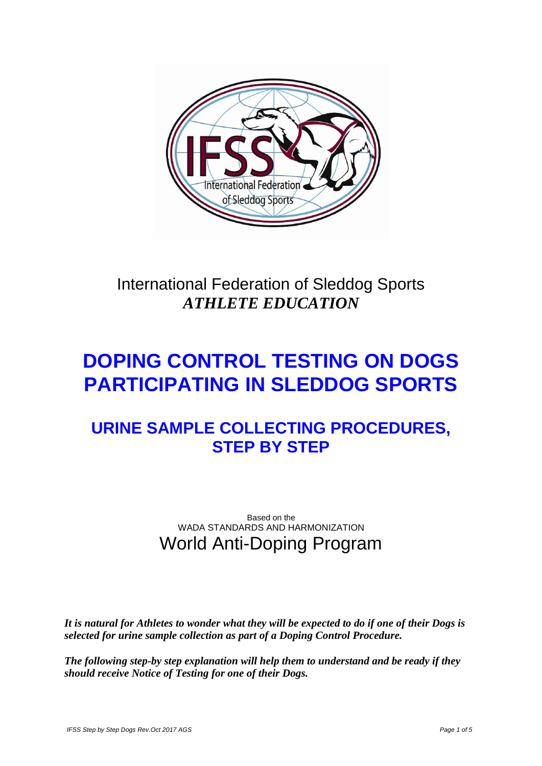International Federation of Sledding Sports

***ATHLETE EDUCATION***

# DOPING CONTROL TESTING ON DOGS PARTICIPATING IN SLEDDOG SPORTS

## URINE SAMPLE COLLECTING PROCEDURES, STEP BY STEP

Based on the
WADA STANDARDS AND HARMONIZATION
World Anti-Doping Program

***It is natural for Athletes to wonder what they will be expected to do if one of their Dogs is selected for urine sample collection as part of a Doping Control Procedure.***

***The following step-by step explanation will help them to understand and be ready if they should receive Notice of Testing for one of their Dogs.***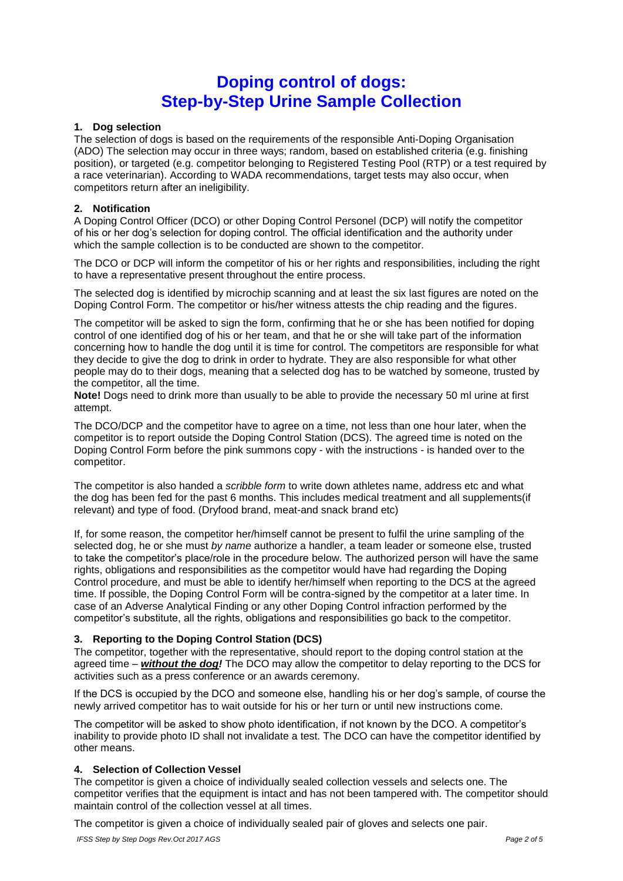# Doping control of dogs: Step-by-Step Urine Sample Collection

### 1. Dog selection

The selection of dogs is based on the requirements of the responsible Anti-Doping Organisation (ADO) The selection may occur in three ways; random, based on established criteria (e.g. finishing position), or targeted (e.g. competitor belonging to Registered Testing Pool (RTP) or a test required by a race veterinarian). According to WADA recommendations, target tests may also occur, when competitors return after an ineligibility.

### 2. Notification

A Doping Control Officer (DCO) or other Doping Control Personel (DCP) will notify the competitor of his or her dog's selection for doping control. The official identification and the authority under which the sample collection is to be conducted are shown to the competitor.

The DCO or DCP will inform the competitor of his or her rights and responsibilities, including the right to have a representative present throughout the entire process.

The selected dog is identified by microchip scanning and at least the six last figures are noted on the Doping Control Form. The competitor or his/her witness attests the chip reading and the figures.

The competitor will be asked to sign the form, confirming that he or she has been notified for doping control of one identified dog of his or her team, and that he or she will take part of the information concerning how to handle the dog until it is time for control. The competitors are responsible for what they decide to give the dog to drink in order to hydrate. They are also responsible for what other people may do to their dogs, meaning that a selected dog has to be watched by someone, trusted by the competitor, all the time.

**Note!** Dogs need to drink more than usually to be able to provide the necessary 50 ml urine at first attempt.

The DCO/DCP and the competitor have to agree on a time, not less than one hour later, when the competitor is to report outside the Doping Control Station (DCS). The agreed time is noted on the Doping Control Form before the pink summons copy - with the instructions - is handed over to the competitor.

The competitor is also handed a *scribble form* to write down athletes name, address etc and what the dog has been fed for the past 6 months. This includes medical treatment and all supplements(if relevant) and type of food. (Dryfood brand, meat-and snack brand etc)

If, for some reason, the competitor her/himself cannot be present to fulfil the urine sampling of the selected dog, he or she must *by name* authorize a handler, a team leader or someone else, trusted to take the competitor's place/role in the procedure below. The authorized person will have the same rights, obligations and responsibilities as the competitor would have had regarding the Doping Control procedure, and must be able to identify her/himself when reporting to the DCS at the agreed time. If possible, the Doping Control Form will be contra-signed by the competitor at a later time. In case of an Adverse Analytical Finding or any other Doping Control infraction performed by the competitor's substitute, all the rights, obligations and responsibilities go back to the competitor.

### 3. Reporting to the Doping Control Station (DCS)

The competitor, together with the representative, should report to the doping control station at the agreed time – ***without the dog!*** The DCO may allow the competitor to delay reporting to the DCS for activities such as a press conference or an awards ceremony.

If the DCS is occupied by the DCO and someone else, handling his or her dog's sample, of course the newly arrived competitor has to wait outside for his or her turn or until new instructions come.

The competitor will be asked to show photo identification, if not known by the DCO. A competitor's inability to provide photo ID shall not invalidate a test. The DCO can have the competitor identified by other means.

### 4. Selection of Collection Vessel

The competitor is given a choice of individually sealed collection vessels and selects one. The competitor verifies that the equipment is intact and has not been tampered with. The competitor should maintain control of the collection vessel at all times.

The competitor is given a choice of individually sealed pair of gloves and selects one pair.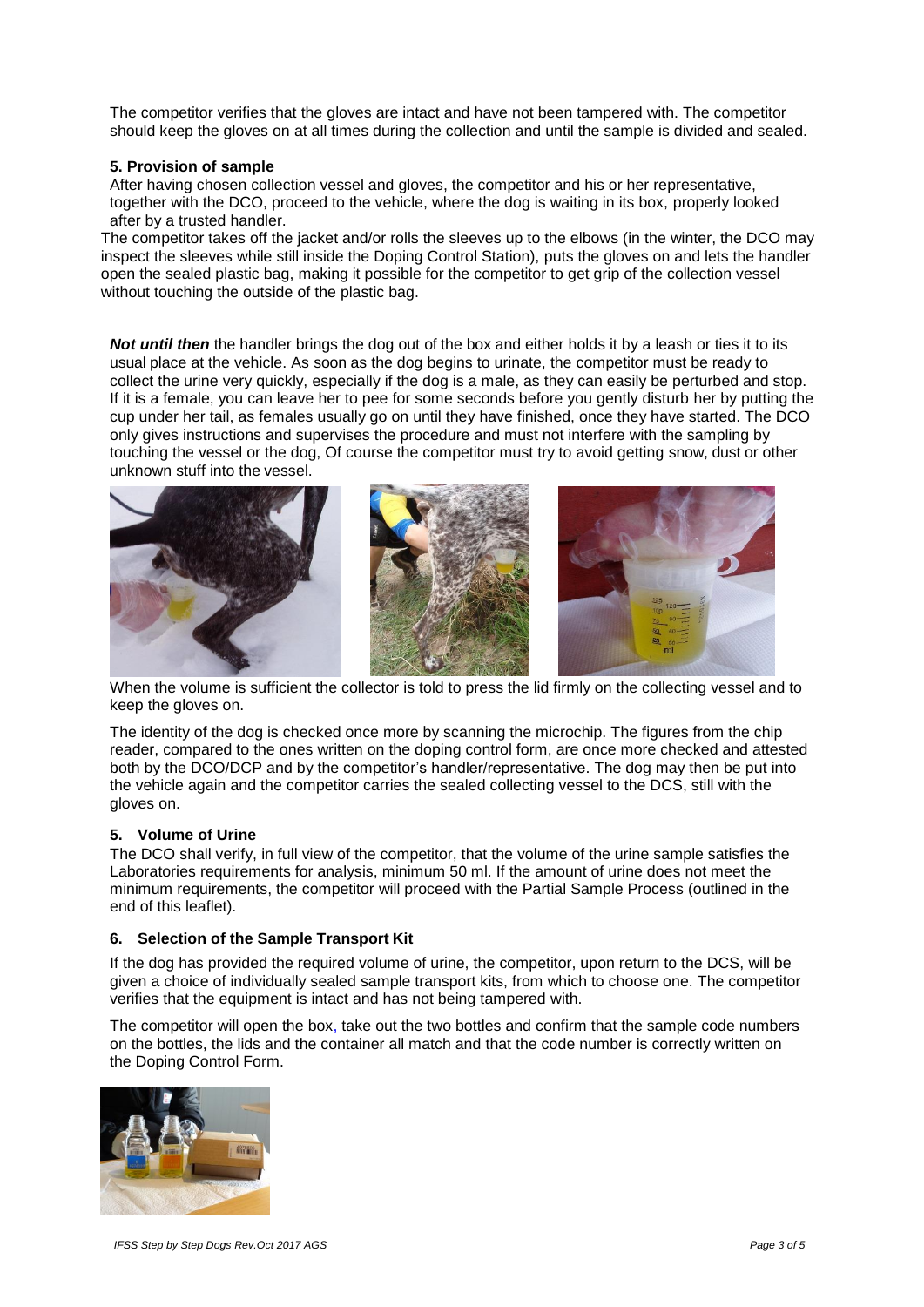The competitor verifies that the gloves are intact and have not been tampered with. The competitor should keep the gloves on at all times during the collection and until the sample is divided and sealed.

**5. Provision of sample**

After having chosen collection vessel and gloves, the competitor and his or her representative, together with the DCO, proceed to the vehicle, where the dog is waiting in its box, properly looked after by a trusted handler.

The competitor takes off the jacket and/or rolls the sleeves up to the elbows (in the winter, the DCO may inspect the sleeves while still inside the Doping Control Station), puts the gloves on and lets the handler open the sealed plastic bag, making it possible for the competitor to get grip of the collection vessel without touching the outside of the plastic bag.

***Not until then*** the handler brings the dog out of the box and either holds it by a leash or ties it to its usual place at the vehicle. As soon as the dog begins to urinate, the competitor must be ready to collect the urine very quickly, especially if the dog is a male, as they can easily be perturbed and stop. If it is a female, you can leave her to pee for some seconds before you gently disturb her by putting the cup under her tail, as females usually go on until they have finished, once they have started. The DCO only gives instructions and supervises the procedure and must not interfere with the sampling by touching the vessel or the dog, Of course the competitor must try to avoid getting snow, dust or other unknown stuff into the vessel.

When the volume is sufficient the collector is told to press the lid firmly on the collecting vessel and to keep the gloves on.

The identity of the dog is checked once more by scanning the microchip. The figures from the chip reader, compared to the ones written on the doping control form, are once more checked and attested both by the DCO/DCP and by the competitor's handler/representative. The dog may then be put into the vehicle again and the competitor carries the sealed collecting vessel to the DCS, still with the gloves on.

**5. Volume of Urine**

The DCO shall verify, in full view of the competitor, that the volume of the urine sample satisfies the Laboratories requirements for analysis, minimum 50 ml. If the amount of urine does not meet the minimum requirements, the competitor will proceed with the Partial Sample Process (outlined in the end of this leaflet).

**6. Selection of the Sample Transport Kit**

If the dog has provided the required volume of urine, the competitor, upon return to the DCS, will be given a choice of individually sealed sample transport kits, from which to choose one. The competitor verifies that the equipment is intact and has not being tampered with.

The competitor will open the box, take out the two bottles and confirm that the sample code numbers on the bottles, the lids and the container all match and that the code number is correctly written on the Doping Control Form.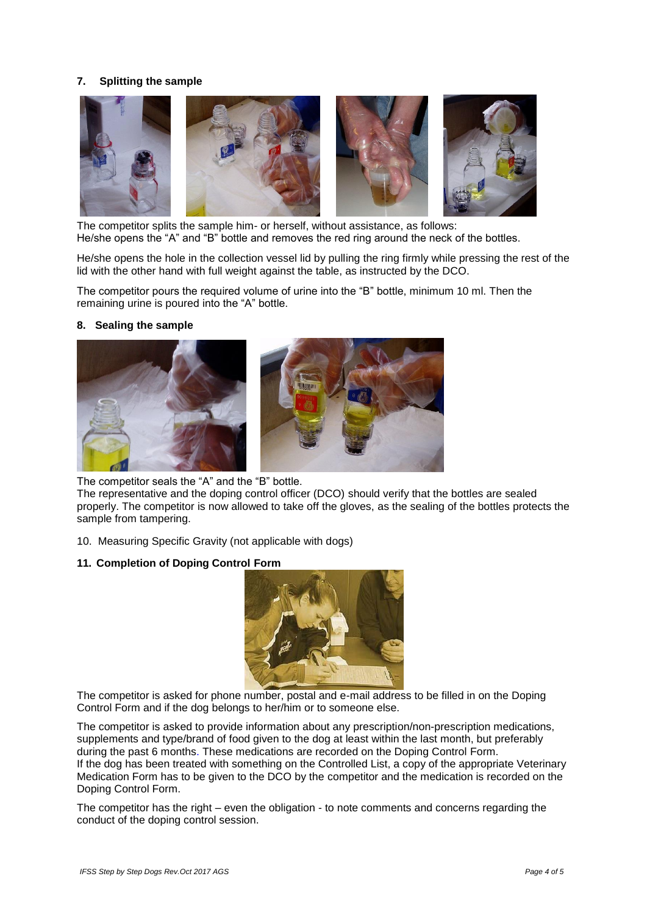## 7. Splitting the sample

The competitor splits the sample him- or herself, without assistance, as follows:
He/she opens the “A” and “B” bottle and removes the red ring around the neck of the bottles.

He/she opens the hole in the collection vessel lid by pulling the ring firmly while pressing the rest of the lid with the other hand with full weight against the table, as instructed by the DCO.

The competitor pours the required volume of urine into the “B” bottle, minimum 10 ml. Then the remaining urine is poured into the “A” bottle.

## 8. Sealing the sample

The competitor seals the “A” and the “B” bottle.
The representative and the doping control officer (DCO) should verify that the bottles are sealed properly. The competitor is now allowed to take off the gloves, as the sealing of the bottles protects the sample from tampering.

10. Measuring Specific Gravity (not applicable with dogs)

## 11. Completion of Doping Control Form

The competitor is asked for phone number, postal and e-mail address to be filled in on the Doping Control Form and if the dog belongs to her/him or to someone else.

The competitor is asked to provide information about any prescription/non-prescription medications, supplements and type/brand of food given to the dog at least within the last month, but preferably during the past 6 months. These medications are recorded on the Doping Control Form.
If the dog has been treated with something on the Controlled List, a copy of the appropriate Veterinary Medication Form has to be given to the DCO by the competitor and the medication is recorded on the Doping Control Form.

The competitor has the right – even the obligation - to note comments and concerns regarding the conduct of the doping control session.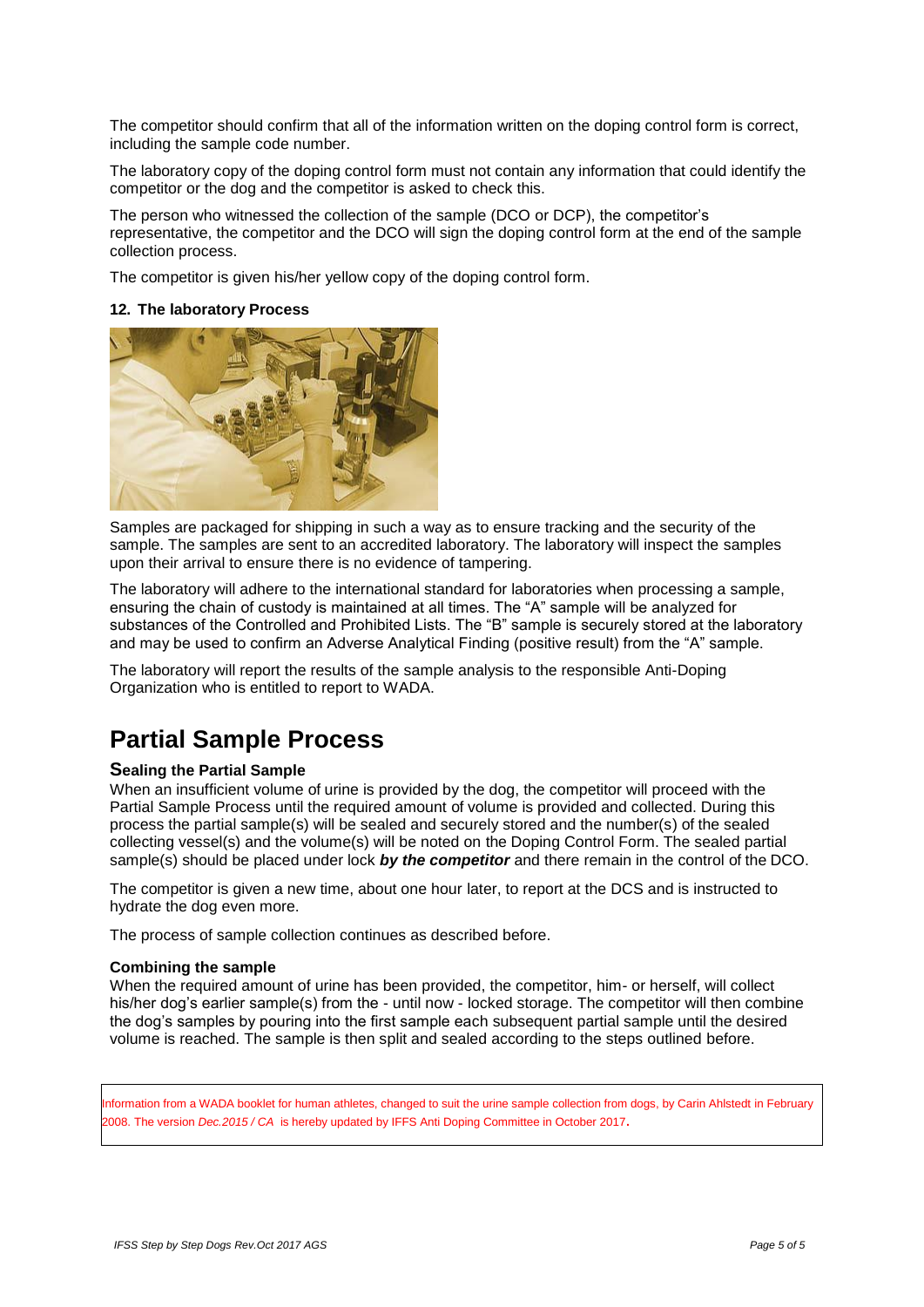The competitor should confirm that all of the information written on the doping control form is correct, including the sample code number.

The laboratory copy of the doping control form must not contain any information that could identify the competitor or the dog and the competitor is asked to check this.

The person who witnessed the collection of the sample (DCO or DCP), the competitor's representative, the competitor and the DCO will sign the doping control form at the end of the sample collection process.

The competitor is given his/her yellow copy of the doping control form.

#### 12. The laboratory Process

Samples are packaged for shipping in such a way as to ensure tracking and the security of the sample. The samples are sent to an accredited laboratory. The laboratory will inspect the samples upon their arrival to ensure there is no evidence of tampering.

The laboratory will adhere to the international standard for laboratories when processing a sample, ensuring the chain of custody is maintained at all times. The "A" sample will be analyzed for substances of the Controlled and Prohibited Lists. The "B" sample is securely stored at the laboratory and may be used to confirm an Adverse Analytical Finding (positive result) from the "A" sample.

The laboratory will report the results of the sample analysis to the responsible Anti-Doping Organization who is entitled to report to WADA.

# Partial Sample Process

#### Sealing the Partial Sample

When an insufficient volume of urine is provided by the dog, the competitor will proceed with the Partial Sample Process until the required amount of volume is provided and collected. During this process the partial sample(s) will be sealed and securely stored and the number(s) of the sealed collecting vessel(s) and the volume(s) will be noted on the Doping Control Form. The sealed partial sample(s) should be placed under lock ***by the competitor*** and there remain in the control of the DCO.

The competitor is given a new time, about one hour later, to report at the DCS and is instructed to hydrate the dog even more.

The process of sample collection continues as described before.

#### Combining the sample

When the required amount of urine has been provided, the competitor, him- or herself, will collect his/her dog's earlier sample(s) from the - until now - locked storage. The competitor will then combine the dog's samples by pouring into the first sample each subsequent partial sample until the desired volume is reached. The sample is then split and sealed according to the steps outlined before.

Information from a WADA booklet for human athletes, changed to suit the urine sample collection from dogs, by Carin Ahlstedt in February 2008. The version *Dec.2015 / CA* is hereby updated by IFFS Anti Doping Committee in October 2017.